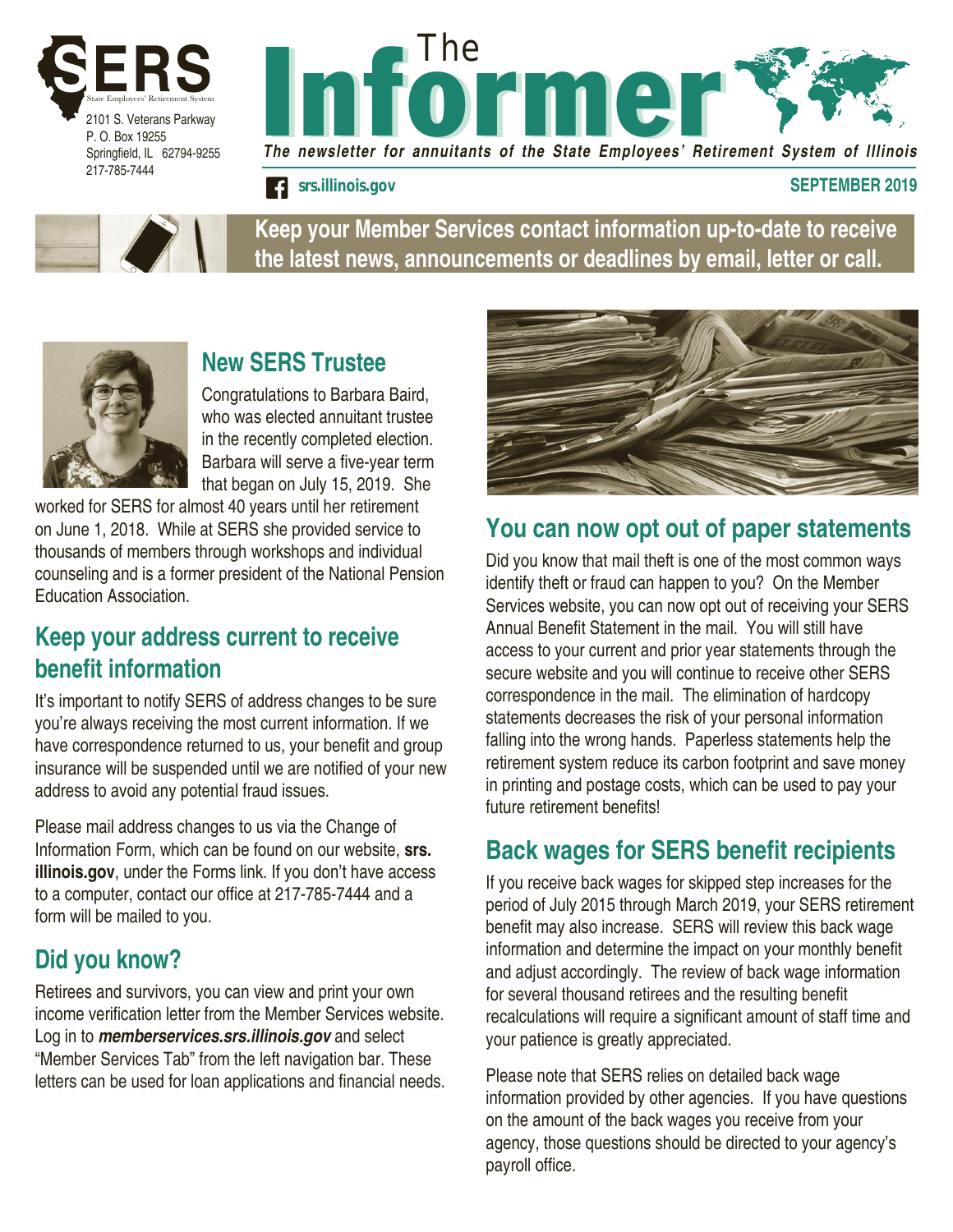SERS

State Employees' Retirement System

2101 S. Veterans Parkway
P. O. Box 19255
Springfield, IL 62794-9255
217-785-7444

# The Informer

*The newsletter for annuitants of the State Employees' Retirement System of Illinois*

**srs.illinois.gov**

**SEPTEMBER 2019**

**Keep your Member Services contact information up-to-date to receive the latest news, announcements or deadlines by email, letter or call.**

## New SERS Trustee

Congratulations to Barbara Baird, who was elected annuitant trustee in the recently completed election. Barbara will serve a five-year term that began on July 15, 2019. She worked for SERS for almost 40 years until her retirement on June 1, 2018. While at SERS she provided service to thousands of members through workshops and individual counseling and is a former president of the National Pension Education Association.

## Keep your address current to receive benefit information

It's important to notify SERS of address changes to be sure you're always receiving the most current information. If we have correspondence returned to us, your benefit and group insurance will be suspended until we are notified of your new address to avoid any potential fraud issues.

Please mail address changes to us via the Change of Information Form, which can be found on our website, **srs.illinois.gov**, under the Forms link. If you don't have access to a computer, contact our office at 217-785-7444 and a form will be mailed to you.

## Did you know?

Retirees and survivors, you can view and print your own income verification letter from the Member Services website. Log in to ***memberservices.srs.illinois.gov*** and select "Member Services Tab" from the left navigation bar. These letters can be used for loan applications and financial needs.

## You can now opt out of paper statements

Did you know that mail theft is one of the most common ways identify theft or fraud can happen to you? On the Member Services website, you can now opt out of receiving your SERS Annual Benefit Statement in the mail. You will still have access to your current and prior year statements through the secure website and you will continue to receive other SERS correspondence in the mail. The elimination of hardcopy statements decreases the risk of your personal information falling into the wrong hands. Paperless statements help the retirement system reduce its carbon footprint and save money in printing and postage costs, which can be used to pay your future retirement benefits!

## Back wages for SERS benefit recipients

If you receive back wages for skipped step increases for the period of July 2015 through March 2019, your SERS retirement benefit may also increase. SERS will review this back wage information and determine the impact on your monthly benefit and adjust accordingly. The review of back wage information for several thousand retirees and the resulting benefit recalculations will require a significant amount of staff time and your patience is greatly appreciated.

Please note that SERS relies on detailed back wage information provided by other agencies. If you have questions on the amount of the back wages you receive from your agency, those questions should be directed to your agency's payroll office.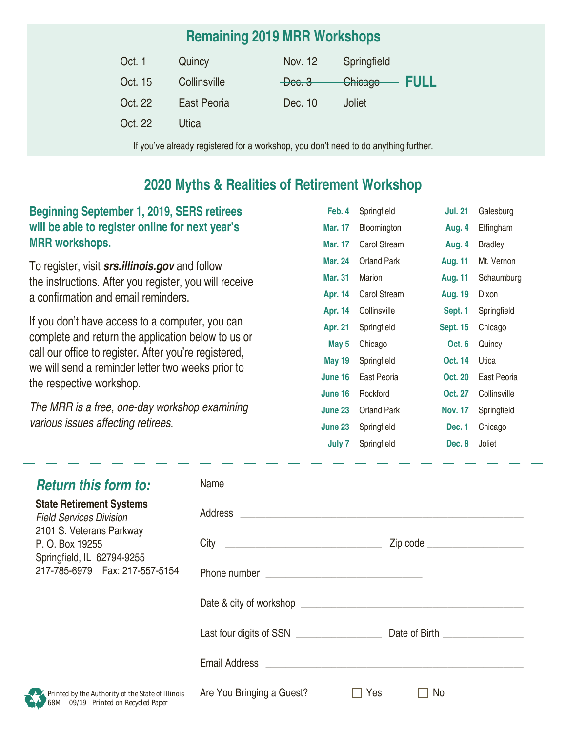## Remaining 2019 MRR Workshops

| | | | |
|---|---|---|---|
| Oct. 1 | Quincy | Nov. 12 | Springfield |
| Oct. 15 | Collinsville | ~~Dec. 3~~ | ~~Chicago~~ **FULL** |
| Oct. 22 | East Peoria | Dec. 10 | Joliet |
| Oct. 22 | Utica | | |

If you've already registered for a workshop, you don't need to do anything further.

## 2020 Myths & Realities of Retirement Workshop

**Beginning September 1, 2019, SERS retirees will be able to register online for next year's MRR workshops.**

To register, visit ***srs.illinois.gov*** and follow the instructions. After you register, you will receive a confirmation and email reminders.

If you don't have access to a computer, you can complete and return the application below to us or call our office to register. After you're registered, we will send a reminder letter two weeks prior to the respective workshop.

*The MRR is a free, one-day workshop examining various issues affecting retirees.*

| | | | |
|---|---|---|---|
| **Feb. 4** | Springfield | **Jul. 21** | Galesburg |
| **Mar. 17** | Bloomington | **Aug. 4** | Effingham |
| **Mar. 17** | Carol Stream | **Aug. 4** | Bradley |
| **Mar. 24** | Orland Park | **Aug. 11** | Mt. Vernon |
| **Mar. 31** | Marion | **Aug. 11** | Schaumburg |
| **Apr. 14** | Carol Stream | **Aug. 19** | Dixon |
| **Apr. 14** | Collinsville | **Sept. 1** | Springfield |
| **Apr. 21** | Springfield | **Sept. 15** | Chicago |
| **May 5** | Chicago | **Oct. 6** | Quincy |
| **May 19** | Springfield | **Oct. 14** | Utica |
| **June 16** | East Peoria | **Oct. 20** | East Peoria |
| **June 16** | Rockford | **Oct. 27** | Collinsville |
| **June 23** | Orland Park | **Nov. 17** | Springfield |
| **June 23** | Springfield | **Dec. 1** | Chicago |
| **July 7** | Springfield | **Dec. 8** | Joliet |

---

### *Return this form to:*

**State Retirement Systems**
*Field Services Division*
2101 S. Veterans Parkway
P. O. Box 19255
Springfield, IL 62794-9255
217-785-6979 Fax: 217-557-5154

Name ______________________________

Address ______________________________

City ____________________ Zip code ______________

Phone number ____________________

Date & city of workshop ______________________________

Last four digits of SSN ______________ Date of Birth ______________

Email Address ______________________________

Are You Bringing a Guest? ☐ Yes ☐ No

Printed by the Authority of the State of Illinois
68M 09/19 Printed on Recycled Paper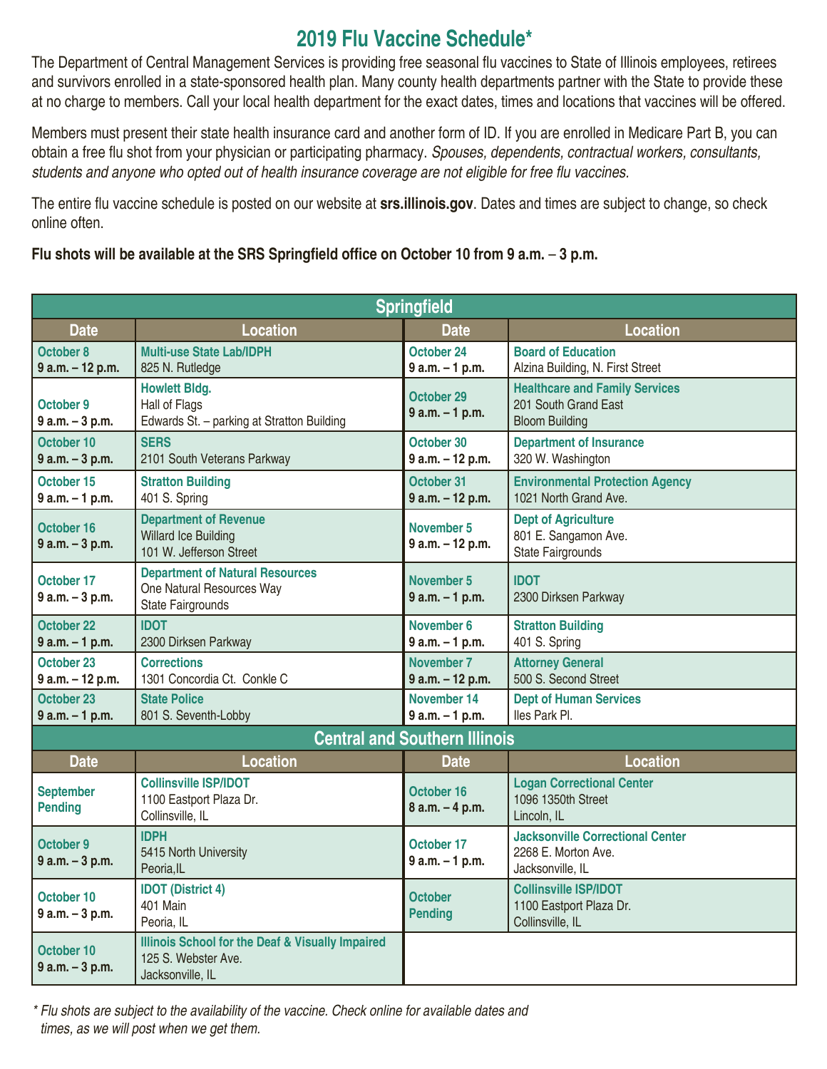# 2019 Flu Vaccine Schedule*

The Department of Central Management Services is providing free seasonal flu vaccines to State of Illinois employees, retirees and survivors enrolled in a state-sponsored health plan. Many county health departments partner with the State to provide these at no charge to members. Call your local health department for the exact dates, times and locations that vaccines will be offered.

Members must present their state health insurance card and another form of ID. If you are enrolled in Medicare Part B, you can obtain a free flu shot from your physician or participating pharmacy. *Spouses, dependents, contractual workers, consultants, students and anyone who opted out of health insurance coverage are not eligible for free flu vaccines.*

The entire flu vaccine schedule is posted on our website at **srs.illinois.gov**. Dates and times are subject to change, so check online often.

**Flu shots will be available at the SRS Springfield office on October 10 from 9 a.m. – 3 p.m.**

## Springfield

| Date | Location | Date | Location |
|---|---|---|---|
| **October 8** **9 a.m. – 12 p.m.** | **Multi-use State Lab/IDPH** 825 N. Rutledge | **October 24** **9 a.m. – 1 p.m.** | **Board of Education** Alzina Building, N. First Street |
| **October 9** **9 a.m. – 3 p.m.** | **Howlett Bldg.** Hall of Flags Edwards St. – parking at Stratton Building | **October 29** **9 a.m. – 1 p.m.** | **Healthcare and Family Services** 201 South Grand East Bloom Building |
| **October 10** **9 a.m. – 3 p.m.** | **SERS** 2101 South Veterans Parkway | **October 30** **9 a.m. – 12 p.m.** | **Department of Insurance** 320 W. Washington |
| **October 15** **9 a.m. – 1 p.m.** | **Stratton Building** 401 S. Spring | **October 31** **9 a.m. – 12 p.m.** | **Environmental Protection Agency** 1021 North Grand Ave. |
| **October 16** **9 a.m. – 3 p.m.** | **Department of Revenue** Willard Ice Building 101 W. Jefferson Street | **November 5** **9 a.m. – 12 p.m.** | **Dept of Agriculture** 801 E. Sangamon Ave. State Fairgrounds |
| **October 17** **9 a.m. – 3 p.m.** | **Department of Natural Resources** One Natural Resources Way State Fairgrounds | **November 5** **9 a.m. – 1 p.m.** | **IDOT** 2300 Dirksen Parkway |
| **October 22** **9 a.m. – 1 p.m.** | **IDOT** 2300 Dirksen Parkway | **November 6** **9 a.m. – 1 p.m.** | **Stratton Building** 401 S. Spring |
| **October 23** **9 a.m. – 12 p.m.** | **Corrections** 1301 Concordia Ct. Conkle C | **November 7** **9 a.m. – 12 p.m.** | **Attorney General** 500 S. Second Street |
| **October 23** **9 a.m. – 1 p.m.** | **State Police** 801 S. Seventh-Lobby | **November 14** **9 a.m. – 1 p.m.** | **Dept of Human Services** Iles Park Pl. |

## Central and Southern Illinois

| Date | Location | Date | Location |
|---|---|---|---|
| **September Pending** | **Collinsville ISP/IDOT** 1100 Eastport Plaza Dr. Collinsville, IL | **October 16** **8 a.m. – 4 p.m.** | **Logan Correctional Center** 1096 1350th Street Lincoln, IL |
| **October 9** **9 a.m. – 3 p.m.** | **IDPH** 5415 North University Peoria,IL | **October 17** **9 a.m. – 1 p.m.** | **Jacksonville Correctional Center** 2268 E. Morton Ave. Jacksonville, IL |
| **October 10** **9 a.m. – 3 p.m.** | **IDOT (District 4)** 401 Main Peoria, IL | **October Pending** | **Collinsville ISP/IDOT** 1100 Eastport Plaza Dr. Collinsville, IL |
| **October 10** **9 a.m. – 3 p.m.** | **Illinois School for the Deaf & Visually Impaired** 125 S. Webster Ave. Jacksonville, IL | | |

*\* Flu shots are subject to the availability of the vaccine. Check online for available dates and times, as we will post when we get them.*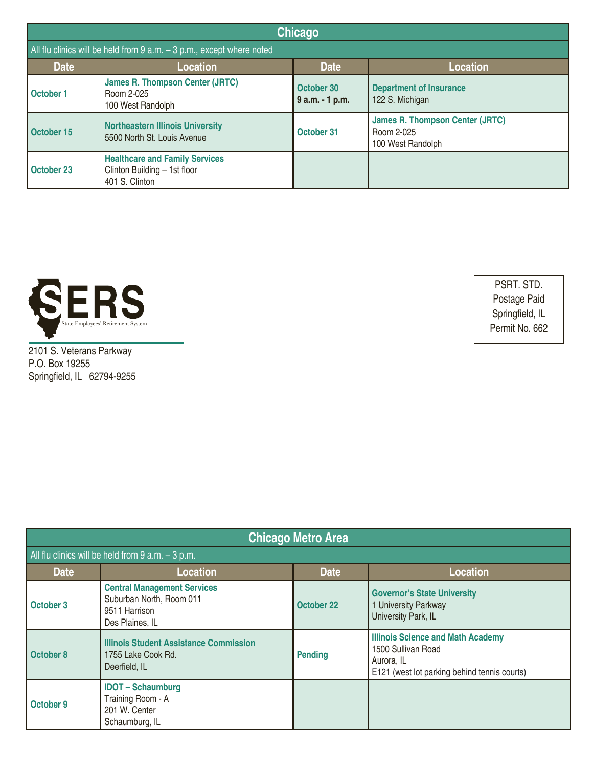## Chicago

All flu clinics will be held from 9 a.m. – 3 p.m., except where noted

| Date | Location | Date | Location |
|---|---|---|---|
| **October 1** | **James R. Thompson Center (JRTC)**<br>Room 2-025<br>100 West Randolph | **October 30**<br>**9 a.m. - 1 p.m.** | **Department of Insurance**<br>122 S. Michigan |
| **October 15** | **Northeastern Illinois University**<br>5500 North St. Louis Avenue | **October 31** | **James R. Thompson Center (JRTC)**<br>Room 2-025<br>100 West Randolph |
| **October 23** | **Healthcare and Family Services**<br>Clinton Building – 1st floor<br>401 S. Clinton | | |

SERS
State Employees' Retirement System

2101 S. Veterans Parkway
P.O. Box 19255
Springfield, IL 62794-9255

PSRT. STD.
Postage Paid
Springfield, IL
Permit No. 662

## Chicago Metro Area

All flu clinics will be held from 9 a.m. – 3 p.m.

| Date | Location | Date | Location |
|---|---|---|---|
| **October 3** | **Central Management Services**<br>Suburban North, Room 011<br>9511 Harrison<br>Des Plaines, IL | **October 22** | **Governor's State University**<br>1 University Parkway<br>University Park, IL |
| **October 8** | **Illinois Student Assistance Commission**<br>1755 Lake Cook Rd.<br>Deerfield, IL | **Pending** | **Illinois Science and Math Academy**<br>1500 Sullivan Road<br>Aurora, IL<br>E121 (west lot parking behind tennis courts) |
| **October 9** | **IDOT – Schaumburg**<br>Training Room - A<br>201 W. Center<br>Schaumburg, IL | | |